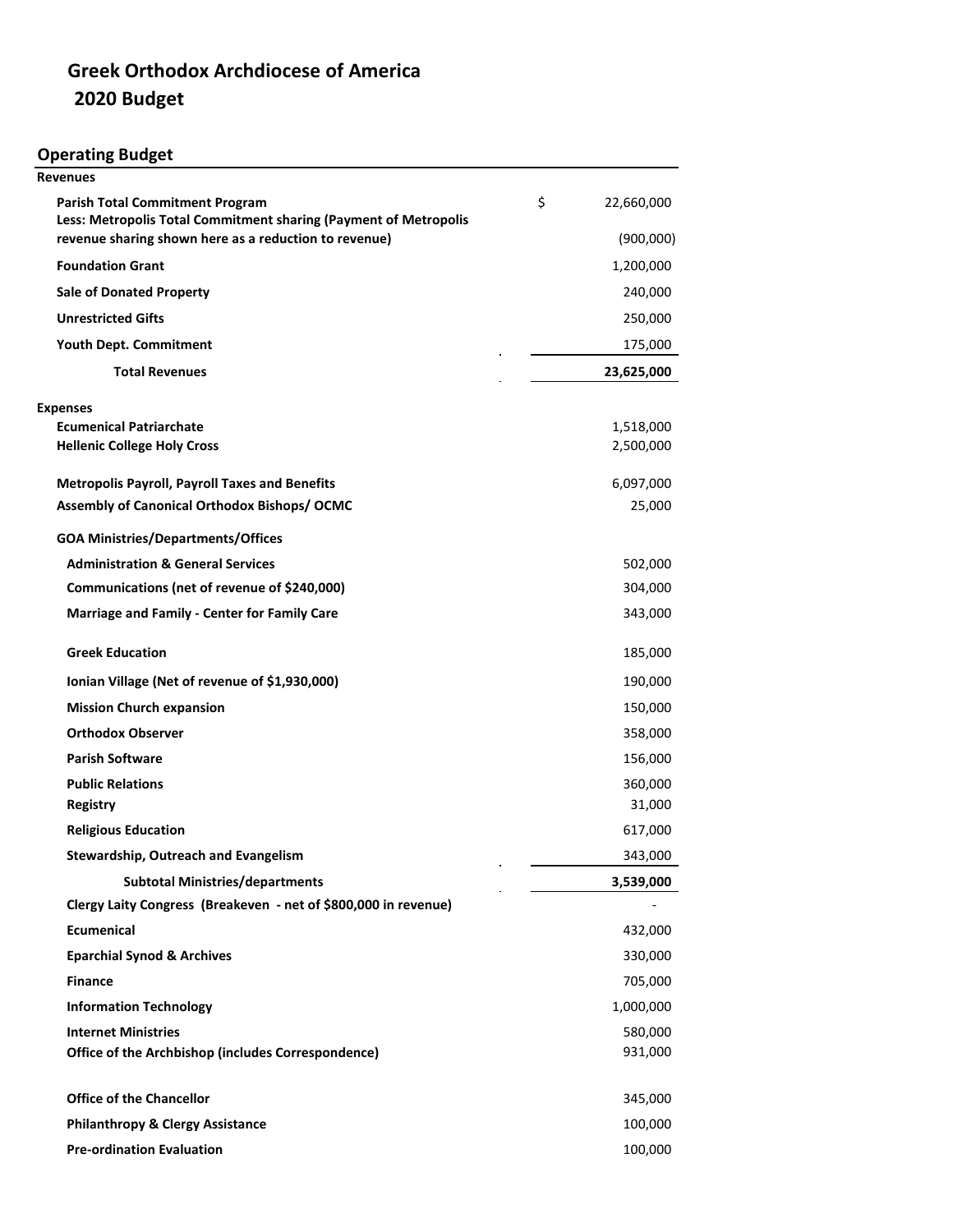# Greek Orthodox Archdiocese of America
# 2020 Budget

## Operating Budget

| | |
|---|---|
| **Revenues** | |
| **Parish Total Commitment Program** | $ 22,660,000 |
| **Less: Metropolis Total Commitment sharing (Payment of Metropolis revenue sharing shown here as a reduction to revenue)** | (900,000) |
| **Foundation Grant** | 1,200,000 |
| **Sale of Donated Property** | 240,000 |
| **Unrestricted Gifts** | 250,000 |
| **Youth Dept. Commitment** | 175,000 |
| **Total Revenues** | **23,625,000** |
| | |
| **Expenses** | |
| **Ecumenical Patriarchate** | 1,518,000 |
| **Hellenic College Holy Cross** | 2,500,000 |
| **Metropolis Payroll, Payroll Taxes and Benefits** | 6,097,000 |
| **Assembly of Canonical Orthodox Bishops/ OCMC** | 25,000 |
| **GOA Ministries/Departments/Offices** | |
| **Administration & General Services** | 502,000 |
| **Communications (net of revenue of $240,000)** | 304,000 |
| **Marriage and Family - Center for Family Care** | 343,000 |
| **Greek Education** | 185,000 |
| **Ionian Village (Net of revenue of $1,930,000)** | 190,000 |
| **Mission Church expansion** | 150,000 |
| **Orthodox Observer** | 358,000 |
| **Parish Software** | 156,000 |
| **Public Relations** | 360,000 |
| **Registry** | 31,000 |
| **Religious Education** | 617,000 |
| **Stewardship, Outreach and Evangelism** | 343,000 |
| **Subtotal Ministries/departments** | **3,539,000** |
| **Clergy Laity Congress (Breakeven - net of $800,000 in revenue)** | - |
| **Ecumenical** | 432,000 |
| **Eparchial Synod & Archives** | 330,000 |
| **Finance** | 705,000 |
| **Information Technology** | 1,000,000 |
| **Internet Ministries** | 580,000 |
| **Office of the Archbishop (includes Correspondence)** | 931,000 |
| **Office of the Chancellor** | 345,000 |
| **Philanthropy & Clergy Assistance** | 100,000 |
| **Pre-ordination Evaluation** | 100,000 |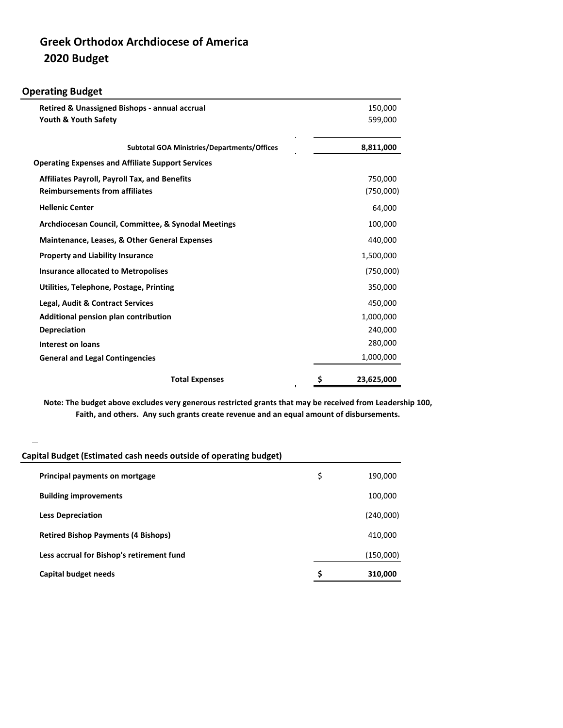# Greek Orthodox Archdiocese of America

## 2020 Budget

### Operating Budget

| | | |
|---|---|---|
| Retired & Unassigned Bishops - annual accrual | | 150,000 |
| Youth & Youth Safety | | 599,000 |
| **Subtotal GOA Ministries/Departments/Offices** | | **8,811,000** |
| **Operating Expenses and Affiliate Support Services** | | |
| Affiliates Payroll, Payroll Tax, and Benefits | | 750,000 |
| Reimbursements from affiliates | | (750,000) |
| Hellenic Center | | 64,000 |
| Archdiocesan Council, Committee, & Synodal Meetings | | 100,000 |
| Maintenance, Leases, & Other General Expenses | | 440,000 |
| Property and Liability Insurance | | 1,500,000 |
| Insurance allocated to Metropolises | | (750,000) |
| Utilities, Telephone, Postage, Printing | | 350,000 |
| Legal, Audit & Contract Services | | 450,000 |
| Additional pension plan contribution | | 1,000,000 |
| Depreciation | | 240,000 |
| Interest on loans | | 280,000 |
| General and Legal Contingencies | | 1,000,000 |
| **Total Expenses** | **$** | **23,625,000** |

**Note: The budget above excludes very generous restricted grants that may be received from Leadership 100, Faith, and others. Any such grants create revenue and an equal amount of disbursements.**

### Capital Budget (Estimated cash needs outside of operating budget)

| | | |
|---|---|---|
| Principal payments on mortgage | $ | 190,000 |
| Building improvements | | 100,000 |
| Less Depreciation | | (240,000) |
| Retired Bishop Payments (4 Bishops) | | 410,000 |
| Less accrual for Bishop's retirement fund | | (150,000) |
| **Capital budget needs** | **$** | **310,000** |